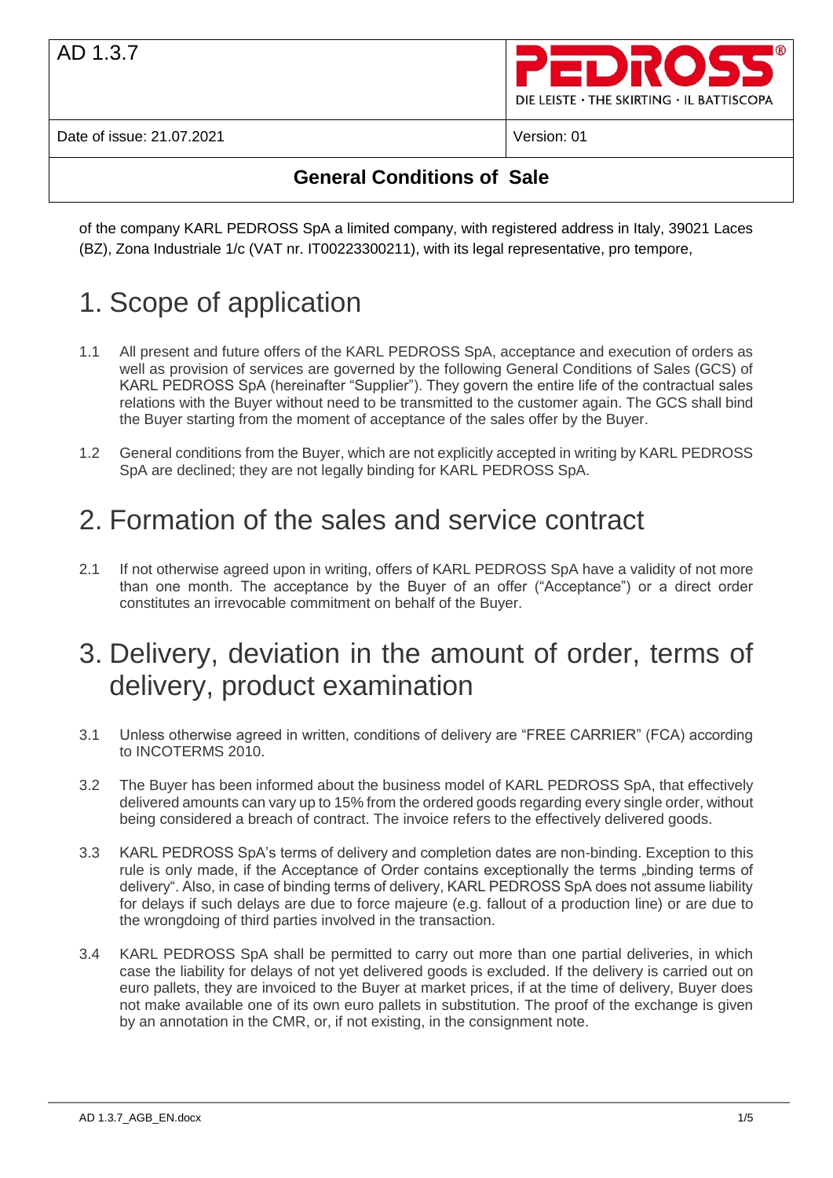| AD 1.3.7 | PEDROSS® DIE LEISTE · THE SKIRTING · IL BATTISCOPA |
| --- | --- |
| Date of issue: 21.07.2021 | Version: 01 |

## General Conditions of Sale

of the company KARL PEDROSS SpA a limited company, with registered address in Italy, 39021 Laces (BZ), Zona Industriale 1/c (VAT nr. IT00223300211), with its legal representative, pro tempore,

# 1. Scope of application

1.1 All present and future offers of the KARL PEDROSS SpA, acceptance and execution of orders as well as provision of services are governed by the following General Conditions of Sales (GCS) of KARL PEDROSS SpA (hereinafter "Supplier"). They govern the entire life of the contractual sales relations with the Buyer without need to be transmitted to the customer again. The GCS shall bind the Buyer starting from the moment of acceptance of the sales offer by the Buyer.

1.2 General conditions from the Buyer, which are not explicitly accepted in writing by KARL PEDROSS SpA are declined; they are not legally binding for KARL PEDROSS SpA.

# 2. Formation of the sales and service contract

2.1 If not otherwise agreed upon in writing, offers of KARL PEDROSS SpA have a validity of not more than one month. The acceptance by the Buyer of an offer ("Acceptance") or a direct order constitutes an irrevocable commitment on behalf of the Buyer.

# 3. Delivery, deviation in the amount of order, terms of delivery, product examination

3.1 Unless otherwise agreed in written, conditions of delivery are "FREE CARRIER" (FCA) according to INCOTERMS 2010.

3.2 The Buyer has been informed about the business model of KARL PEDROSS SpA, that effectively delivered amounts can vary up to 15% from the ordered goods regarding every single order, without being considered a breach of contract. The invoice refers to the effectively delivered goods.

3.3 KARL PEDROSS SpA's terms of delivery and completion dates are non-binding. Exception to this rule is only made, if the Acceptance of Order contains exceptionally the terms „binding terms of delivery". Also, in case of binding terms of delivery, KARL PEDROSS SpA does not assume liability for delays if such delays are due to force majeure (e.g. fallout of a production line) or are due to the wrongdoing of third parties involved in the transaction.

3.4 KARL PEDROSS SpA shall be permitted to carry out more than one partial deliveries, in which case the liability for delays of not yet delivered goods is excluded. If the delivery is carried out on euro pallets, they are invoiced to the Buyer at market prices, if at the time of delivery, Buyer does not make available one of its own euro pallets in substitution. The proof of the exchange is given by an annotation in the CMR, or, if not existing, in the consignment note.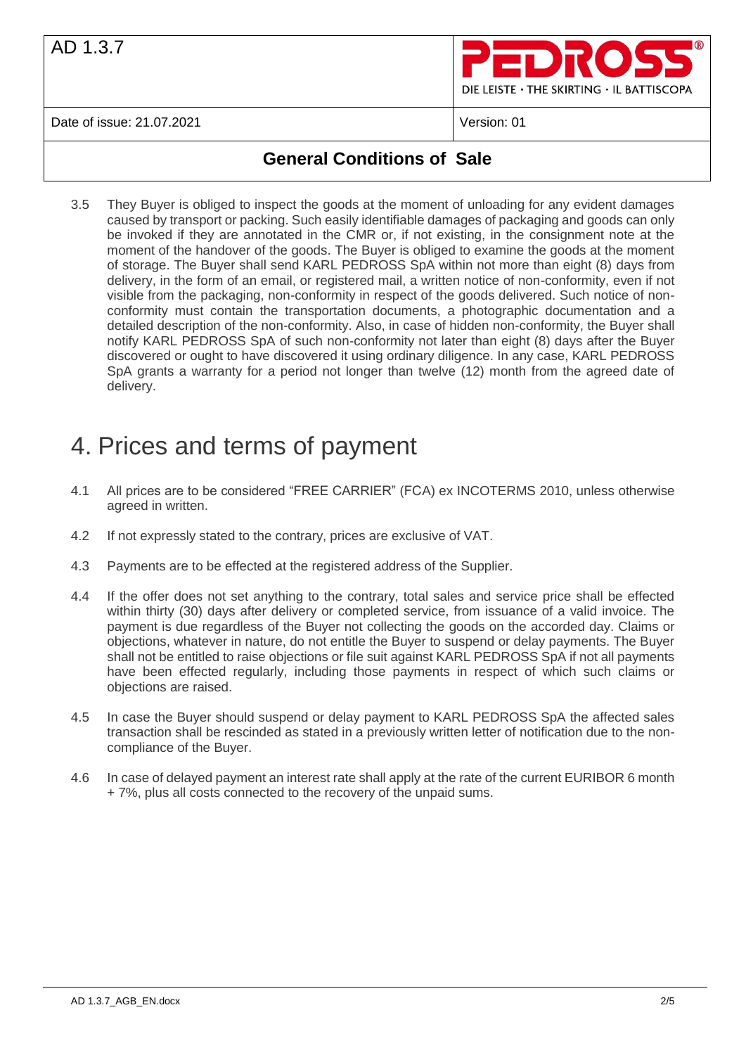3.5 They Buyer is obliged to inspect the goods at the moment of unloading for any evident damages caused by transport or packing. Such easily identifiable damages of packaging and goods can only be invoked if they are annotated in the CMR or, if not existing, in the consignment note at the moment of the handover of the goods. The Buyer is obliged to examine the goods at the moment of storage. The Buyer shall send KARL PEDROSS SpA within not more than eight (8) days from delivery, in the form of an email, or registered mail, a written notice of non-conformity, even if not visible from the packaging, non-conformity in respect of the goods delivered. Such notice of non-conformity must contain the transportation documents, a photographic documentation and a detailed description of the non-conformity. Also, in case of hidden non-conformity, the Buyer shall notify KARL PEDROSS SpA of such non-conformity not later than eight (8) days after the Buyer discovered or ought to have discovered it using ordinary diligence. In any case, KARL PEDROSS SpA grants a warranty for a period not longer than twelve (12) month from the agreed date of delivery.

# 4. Prices and terms of payment

4.1 All prices are to be considered "FREE CARRIER" (FCA) ex INCOTERMS 2010, unless otherwise agreed in written.

4.2 If not expressly stated to the contrary, prices are exclusive of VAT.

4.3 Payments are to be effected at the registered address of the Supplier.

4.4 If the offer does not set anything to the contrary, total sales and service price shall be effected within thirty (30) days after delivery or completed service, from issuance of a valid invoice. The payment is due regardless of the Buyer not collecting the goods on the accorded day. Claims or objections, whatever in nature, do not entitle the Buyer to suspend or delay payments. The Buyer shall not be entitled to raise objections or file suit against KARL PEDROSS SpA if not all payments have been effected regularly, including those payments in respect of which such claims or objections are raised.

4.5 In case the Buyer should suspend or delay payment to KARL PEDROSS SpA the affected sales transaction shall be rescinded as stated in a previously written letter of notification due to the non-compliance of the Buyer.

4.6 In case of delayed payment an interest rate shall apply at the rate of the current EURIBOR 6 month + 7%, plus all costs connected to the recovery of the unpaid sums.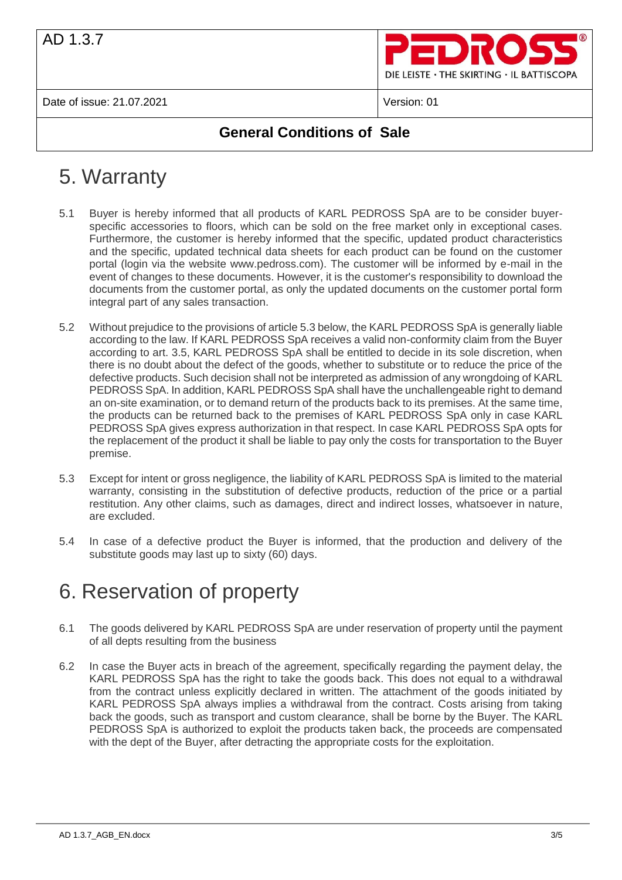# 5. Warranty

5.1 Buyer is hereby informed that all products of KARL PEDROSS SpA are to be consider buyer-specific accessories to floors, which can be sold on the free market only in exceptional cases. Furthermore, the customer is hereby informed that the specific, updated product characteristics and the specific, updated technical data sheets for each product can be found on the customer portal (login via the website www.pedross.com). The customer will be informed by e-mail in the event of changes to these documents. However, it is the customer's responsibility to download the documents from the customer portal, as only the updated documents on the customer portal form integral part of any sales transaction.

5.2 Without prejudice to the provisions of article 5.3 below, the KARL PEDROSS SpA is generally liable according to the law. If KARL PEDROSS SpA receives a valid non-conformity claim from the Buyer according to art. 3.5, KARL PEDROSS SpA shall be entitled to decide in its sole discretion, when there is no doubt about the defect of the goods, whether to substitute or to reduce the price of the defective products. Such decision shall not be interpreted as admission of any wrongdoing of KARL PEDROSS SpA. In addition, KARL PEDROSS SpA shall have the unchallengeable right to demand an on-site examination, or to demand return of the products back to its premises. At the same time, the products can be returned back to the premises of KARL PEDROSS SpA only in case KARL PEDROSS SpA gives express authorization in that respect. In case KARL PEDROSS SpA opts for the replacement of the product it shall be liable to pay only the costs for transportation to the Buyer premise.

5.3 Except for intent or gross negligence, the liability of KARL PEDROSS SpA is limited to the material warranty, consisting in the substitution of defective products, reduction of the price or a partial restitution. Any other claims, such as damages, direct and indirect losses, whatsoever in nature, are excluded.

5.4 In case of a defective product the Buyer is informed, that the production and delivery of the substitute goods may last up to sixty (60) days.

# 6. Reservation of property

6.1 The goods delivered by KARL PEDROSS SpA are under reservation of property until the payment of all depts resulting from the business

6.2 In case the Buyer acts in breach of the agreement, specifically regarding the payment delay, the KARL PEDROSS SpA has the right to take the goods back. This does not equal to a withdrawal from the contract unless explicitly declared in written. The attachment of the goods initiated by KARL PEDROSS SpA always implies a withdrawal from the contract. Costs arising from taking back the goods, such as transport and custom clearance, shall be borne by the Buyer. The KARL PEDROSS SpA is authorized to exploit the products taken back, the proceeds are compensated with the dept of the Buyer, after detracting the appropriate costs for the exploitation.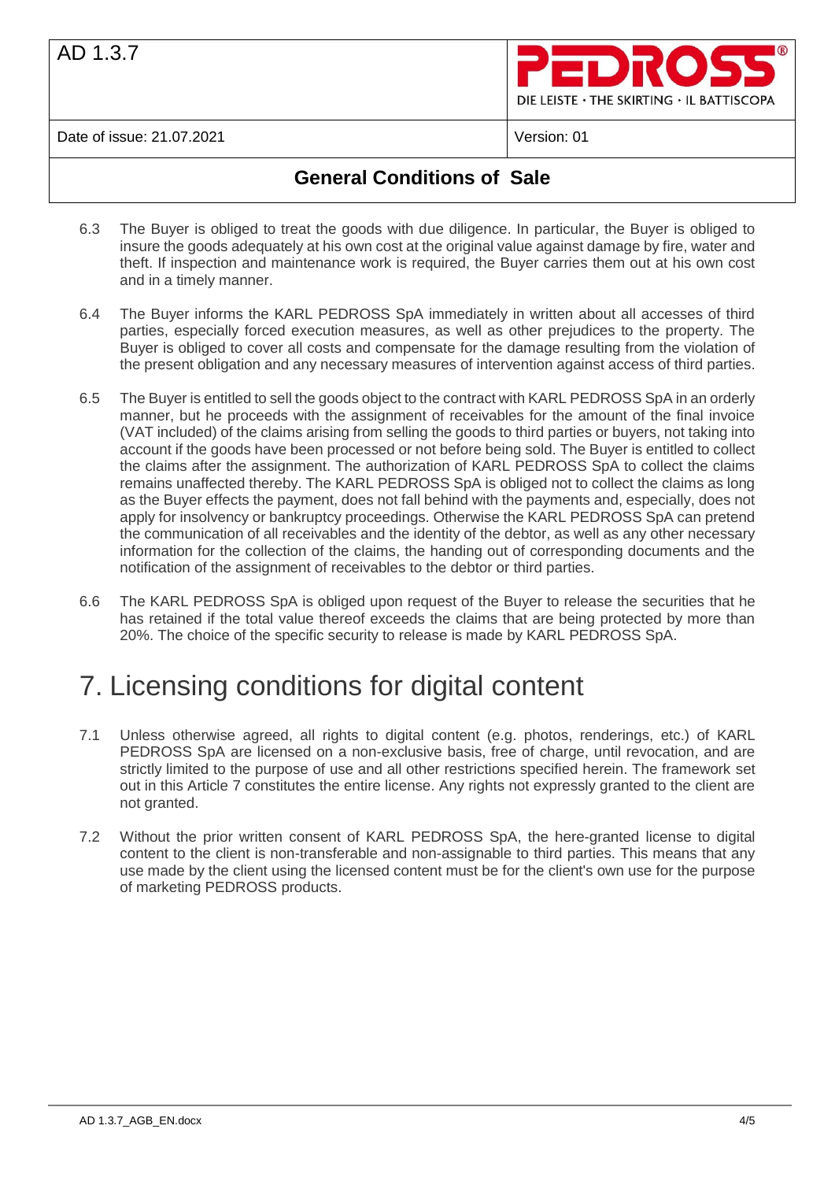6.3 The Buyer is obliged to treat the goods with due diligence. In particular, the Buyer is obliged to insure the goods adequately at his own cost at the original value against damage by fire, water and theft. If inspection and maintenance work is required, the Buyer carries them out at his own cost and in a timely manner.

6.4 The Buyer informs the KARL PEDROSS SpA immediately in written about all accesses of third parties, especially forced execution measures, as well as other prejudices to the property. The Buyer is obliged to cover all costs and compensate for the damage resulting from the violation of the present obligation and any necessary measures of intervention against access of third parties.

6.5 The Buyer is entitled to sell the goods object to the contract with KARL PEDROSS SpA in an orderly manner, but he proceeds with the assignment of receivables for the amount of the final invoice (VAT included) of the claims arising from selling the goods to third parties or buyers, not taking into account if the goods have been processed or not before being sold. The Buyer is entitled to collect the claims after the assignment. The authorization of KARL PEDROSS SpA to collect the claims remains unaffected thereby. The KARL PEDROSS SpA is obliged not to collect the claims as long as the Buyer effects the payment, does not fall behind with the payments and, especially, does not apply for insolvency or bankruptcy proceedings. Otherwise the KARL PEDROSS SpA can pretend the communication of all receivables and the identity of the debtor, as well as any other necessary information for the collection of the claims, the handing out of corresponding documents and the notification of the assignment of receivables to the debtor or third parties.

6.6 The KARL PEDROSS SpA is obliged upon request of the Buyer to release the securities that he has retained if the total value thereof exceeds the claims that are being protected by more than 20%. The choice of the specific security to release is made by KARL PEDROSS SpA.

# 7. Licensing conditions for digital content

7.1 Unless otherwise agreed, all rights to digital content (e.g. photos, renderings, etc.) of KARL PEDROSS SpA are licensed on a non-exclusive basis, free of charge, until revocation, and are strictly limited to the purpose of use and all other restrictions specified herein. The framework set out in this Article 7 constitutes the entire license. Any rights not expressly granted to the client are not granted.

7.2 Without the prior written consent of KARL PEDROSS SpA, the here-granted license to digital content to the client is non-transferable and non-assignable to third parties. This means that any use made by the client using the licensed content must be for the client's own use for the purpose of marketing PEDROSS products.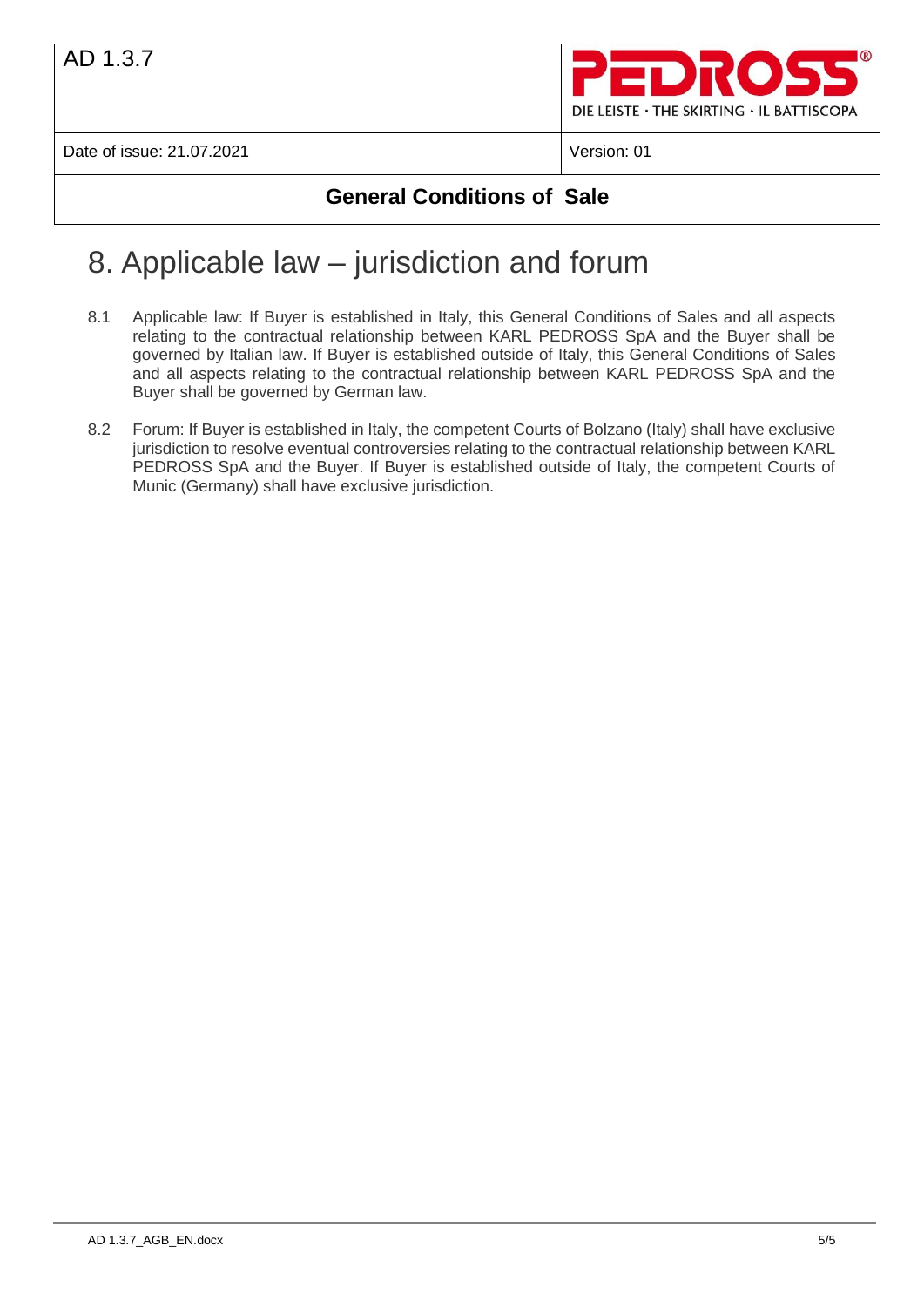# 8. Applicable law – jurisdiction and forum

8.1 Applicable law: If Buyer is established in Italy, this General Conditions of Sales and all aspects relating to the contractual relationship between KARL PEDROSS SpA and the Buyer shall be governed by Italian law. If Buyer is established outside of Italy, this General Conditions of Sales and all aspects relating to the contractual relationship between KARL PEDROSS SpA and the Buyer shall be governed by German law.

8.2 Forum: If Buyer is established in Italy, the competent Courts of Bolzano (Italy) shall have exclusive jurisdiction to resolve eventual controversies relating to the contractual relationship between KARL PEDROSS SpA and the Buyer. If Buyer is established outside of Italy, the competent Courts of Munic (Germany) shall have exclusive jurisdiction.